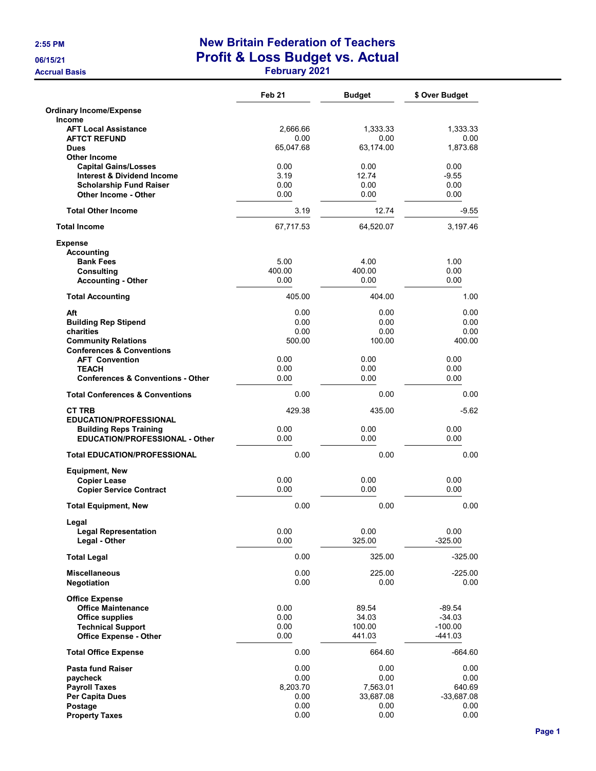# New Britain Federation of Teachers

## Profit & Loss Budget vs. Actual

### February 2021

2:55 PM
06/15/21
Accrual Basis

| | Feb 21 | Budget | $ Over Budget |
|---|---|---|---|
| **Ordinary Income/Expense** | | | |
| **Income** | | | |
| **AFT Local Assistance** | 2,666.66 | 1,333.33 | 1,333.33 |
| **AFTCT REFUND** | 0.00 | 0.00 | 0.00 |
| **Dues** | 65,047.68 | 63,174.00 | 1,873.68 |
| **Other Income** | | | |
| **Capital Gains/Losses** | 0.00 | 0.00 | 0.00 |
| **Interest & Dividend Income** | 3.19 | 12.74 | -9.55 |
| **Scholarship Fund Raiser** | 0.00 | 0.00 | 0.00 |
| **Other Income - Other** | 0.00 | 0.00 | 0.00 |
| **Total Other Income** | 3.19 | 12.74 | -9.55 |
| **Total Income** | 67,717.53 | 64,520.07 | 3,197.46 |
| **Expense** | | | |
| **Accounting** | | | |
| **Bank Fees** | 5.00 | 4.00 | 1.00 |
| **Consulting** | 400.00 | 400.00 | 0.00 |
| **Accounting - Other** | 0.00 | 0.00 | 0.00 |
| **Total Accounting** | 405.00 | 404.00 | 1.00 |
| **Aft** | 0.00 | 0.00 | 0.00 |
| **Building Rep Stipend** | 0.00 | 0.00 | 0.00 |
| **charities** | 0.00 | 0.00 | 0.00 |
| **Community Relations** | 500.00 | 100.00 | 400.00 |
| **Conferences & Conventions** | | | |
| **AFT Convention** | 0.00 | 0.00 | 0.00 |
| **TEACH** | 0.00 | 0.00 | 0.00 |
| **Conferences & Conventions - Other** | 0.00 | 0.00 | 0.00 |
| **Total Conferences & Conventions** | 0.00 | 0.00 | 0.00 |
| **CT TRB** | 429.38 | 435.00 | -5.62 |
| **EDUCATION/PROFESSIONAL** | | | |
| **Building Reps Training** | 0.00 | 0.00 | 0.00 |
| **EDUCATION/PROFESSIONAL - Other** | 0.00 | 0.00 | 0.00 |
| **Total EDUCATION/PROFESSIONAL** | 0.00 | 0.00 | 0.00 |
| **Equipment, New** | | | |
| **Copier Lease** | 0.00 | 0.00 | 0.00 |
| **Copier Service Contract** | 0.00 | 0.00 | 0.00 |
| **Total Equipment, New** | 0.00 | 0.00 | 0.00 |
| **Legal** | | | |
| **Legal Representation** | 0.00 | 0.00 | 0.00 |
| **Legal - Other** | 0.00 | 325.00 | -325.00 |
| **Total Legal** | 0.00 | 325.00 | -325.00 |
| **Miscellaneous** | 0.00 | 225.00 | -225.00 |
| **Negotiation** | 0.00 | 0.00 | 0.00 |
| **Office Expense** | | | |
| **Office Maintenance** | 0.00 | 89.54 | -89.54 |
| **Office supplies** | 0.00 | 34.03 | -34.03 |
| **Technical Support** | 0.00 | 100.00 | -100.00 |
| **Office Expense - Other** | 0.00 | 441.03 | -441.03 |
| **Total Office Expense** | 0.00 | 664.60 | -664.60 |
| **Pasta fund Raiser** | 0.00 | 0.00 | 0.00 |
| **paycheck** | 0.00 | 0.00 | 0.00 |
| **Payroll Taxes** | 8,203.70 | 7,563.01 | 640.69 |
| **Per Capita Dues** | 0.00 | 33,687.08 | -33,687.08 |
| **Postage** | 0.00 | 0.00 | 0.00 |
| **Property Taxes** | 0.00 | 0.00 | 0.00 |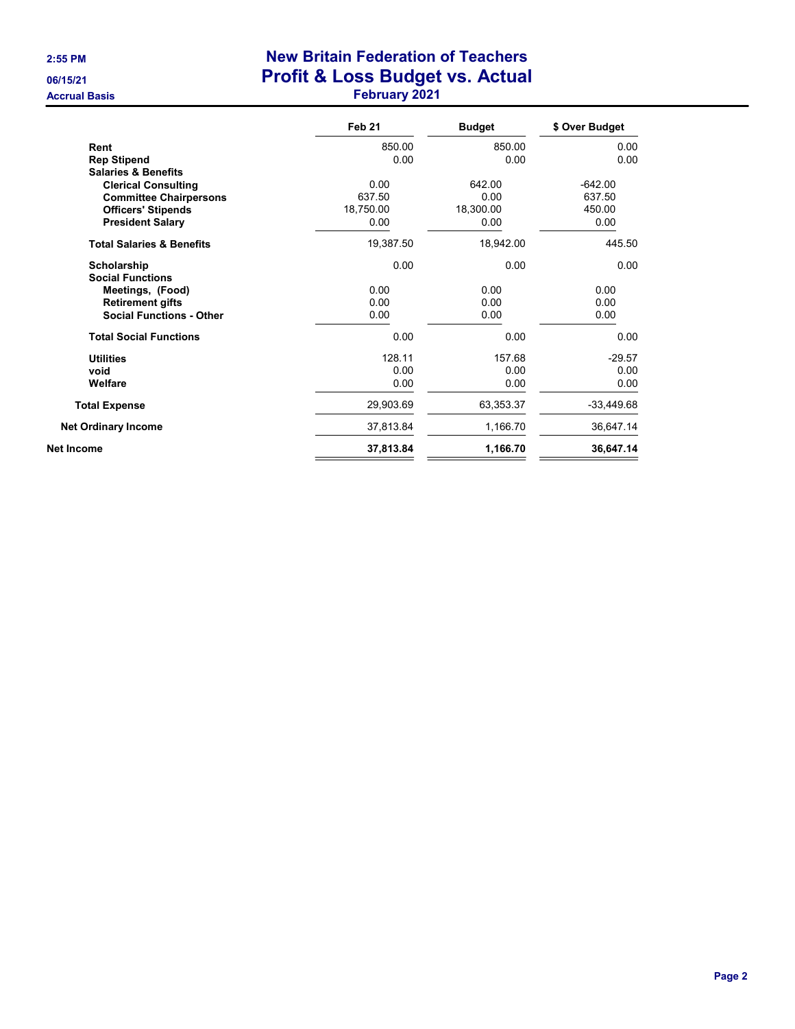# New Britain Federation of Teachers
## Profit & Loss Budget vs. Actual
### February 2021

2:55 PM
06/15/21
Accrual Basis

| | Feb 21 | Budget | $ Over Budget |
|---|---|---|---|
| **Rent** | 850.00 | 850.00 | 0.00 |
| **Rep Stipend** | 0.00 | 0.00 | 0.00 |
| **Salaries & Benefits** | | | |
| **Clerical Consulting** | 0.00 | 642.00 | -642.00 |
| **Committee Chairpersons** | 637.50 | 0.00 | 637.50 |
| **Officers' Stipends** | 18,750.00 | 18,300.00 | 450.00 |
| **President Salary** | 0.00 | 0.00 | 0.00 |
| **Total Salaries & Benefits** | 19,387.50 | 18,942.00 | 445.50 |
| **Scholarship** | 0.00 | 0.00 | 0.00 |
| **Social Functions** | | | |
| **Meetings, (Food)** | 0.00 | 0.00 | 0.00 |
| **Retirement gifts** | 0.00 | 0.00 | 0.00 |
| **Social Functions - Other** | 0.00 | 0.00 | 0.00 |
| **Total Social Functions** | 0.00 | 0.00 | 0.00 |
| **Utilities** | 128.11 | 157.68 | -29.57 |
| **void** | 0.00 | 0.00 | 0.00 |
| **Welfare** | 0.00 | 0.00 | 0.00 |
| **Total Expense** | 29,903.69 | 63,353.37 | -33,449.68 |
| **Net Ordinary Income** | 37,813.84 | 1,166.70 | 36,647.14 |
| **Net Income** | **37,813.84** | **1,166.70** | **36,647.14** |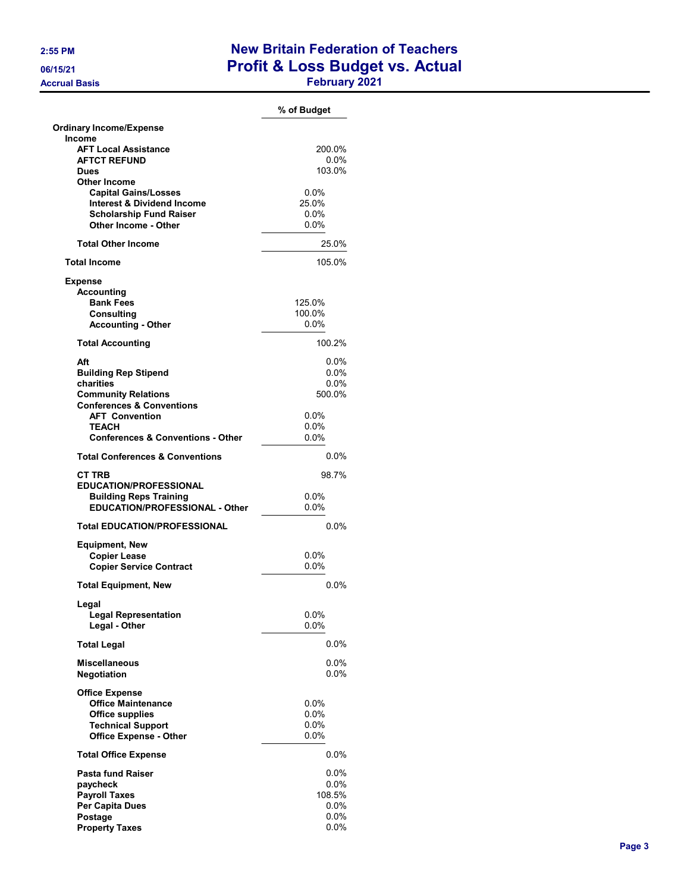# New Britain Federation of Teachers
## Profit & Loss Budget vs. Actual
### February 2021

Accrual Basis

| | % of Budget |
|---|---|
| **Ordinary Income/Expense** | |
| **Income** | |
| **AFT Local Assistance** | 200.0% |
| **AFTCT REFUND** | 0.0% |
| **Dues** | 103.0% |
| **Other Income** | |
| **Capital Gains/Losses** | 0.0% |
| **Interest & Dividend Income** | 25.0% |
| **Scholarship Fund Raiser** | 0.0% |
| **Other Income - Other** | 0.0% |
| **Total Other Income** | 25.0% |
| **Total Income** | 105.0% |
| **Expense** | |
| **Accounting** | |
| **Bank Fees** | 125.0% |
| **Consulting** | 100.0% |
| **Accounting - Other** | 0.0% |
| **Total Accounting** | 100.2% |
| **Aft** | 0.0% |
| **Building Rep Stipend** | 0.0% |
| **charities** | 0.0% |
| **Community Relations** | 500.0% |
| **Conferences & Conventions** | |
| **AFT Convention** | 0.0% |
| **TEACH** | 0.0% |
| **Conferences & Conventions - Other** | 0.0% |
| **Total Conferences & Conventions** | 0.0% |
| **CT TRB** | 98.7% |
| **EDUCATION/PROFESSIONAL** | |
| **Building Reps Training** | 0.0% |
| **EDUCATION/PROFESSIONAL - Other** | 0.0% |
| **Total EDUCATION/PROFESSIONAL** | 0.0% |
| **Equipment, New** | |
| **Copier Lease** | 0.0% |
| **Copier Service Contract** | 0.0% |
| **Total Equipment, New** | 0.0% |
| **Legal** | |
| **Legal Representation** | 0.0% |
| **Legal - Other** | 0.0% |
| **Total Legal** | 0.0% |
| **Miscellaneous** | 0.0% |
| **Negotiation** | 0.0% |
| **Office Expense** | |
| **Office Maintenance** | 0.0% |
| **Office supplies** | 0.0% |
| **Technical Support** | 0.0% |
| **Office Expense - Other** | 0.0% |
| **Total Office Expense** | 0.0% |
| **Pasta fund Raiser** | 0.0% |
| **paycheck** | 0.0% |
| **Payroll Taxes** | 108.5% |
| **Per Capita Dues** | 0.0% |
| **Postage** | 0.0% |
| **Property Taxes** | 0.0% |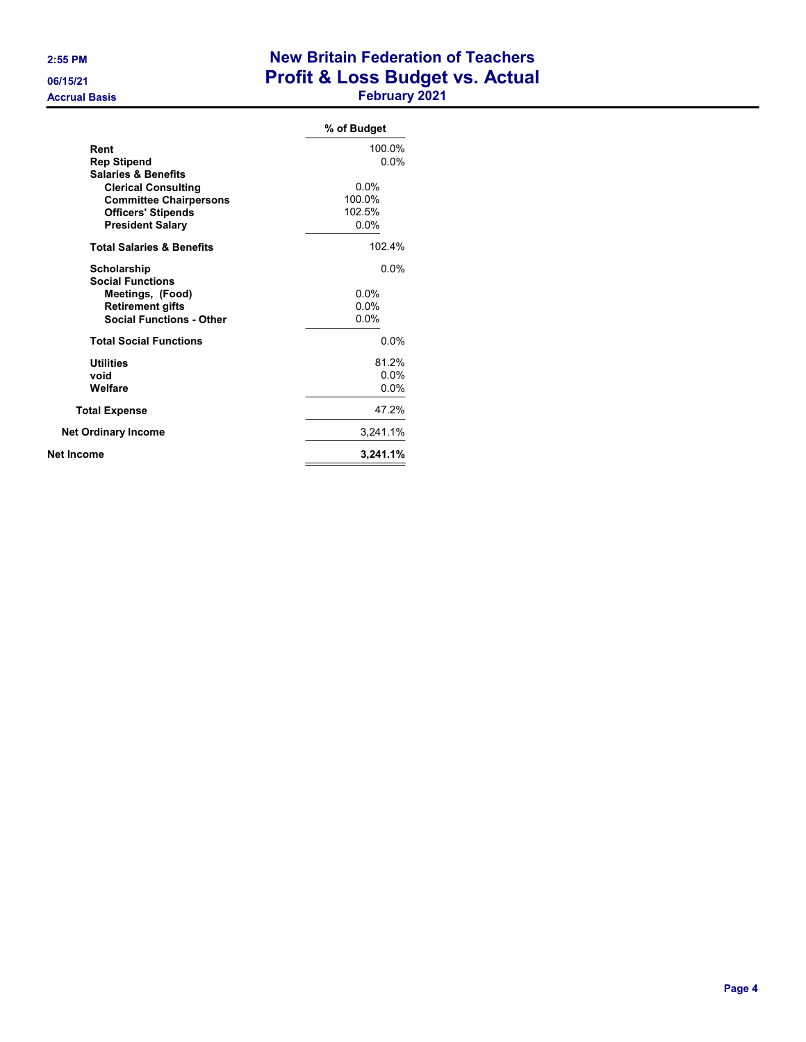# New Britain Federation of Teachers
## Profit & Loss Budget vs. Actual
### February 2021

2:55 PM
06/15/21
Accrual Basis

| | % of Budget |
|---|---|
| Rent | 100.0% |
| Rep Stipend | 0.0% |
| Salaries & Benefits | |
| Clerical Consulting | 0.0% |
| Committee Chairpersons | 100.0% |
| Officers' Stipends | 102.5% |
| President Salary | 0.0% |
| Total Salaries & Benefits | 102.4% |
| Scholarship | 0.0% |
| Social Functions | |
| Meetings, (Food) | 0.0% |
| Retirement gifts | 0.0% |
| Social Functions - Other | 0.0% |
| Total Social Functions | 0.0% |
| Utilities | 81.2% |
| void | 0.0% |
| Welfare | 0.0% |
| Total Expense | 47.2% |
| Net Ordinary Income | 3,241.1% |
| **Net Income** | **3,241.1%** |